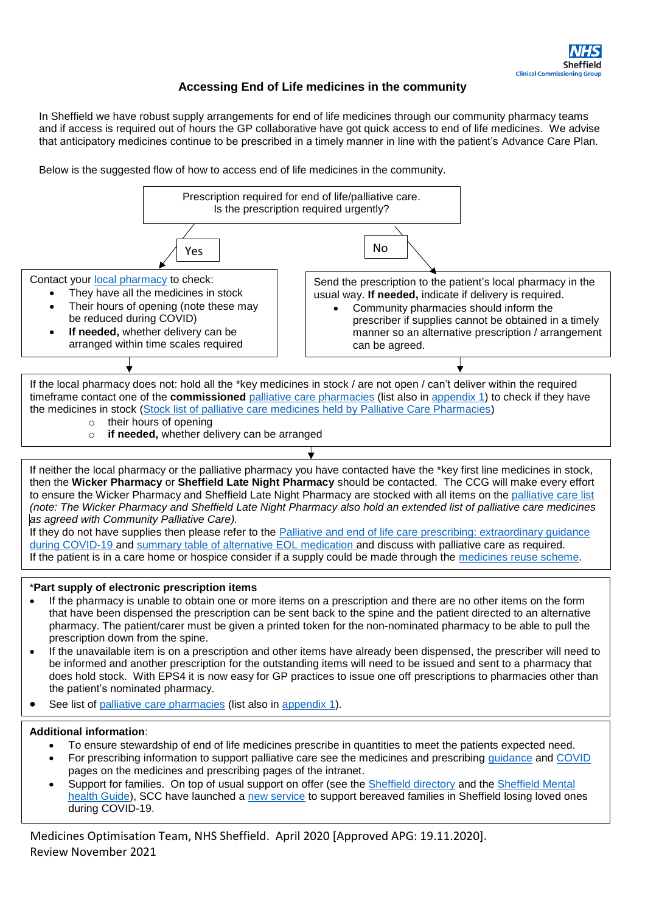# Accessing End of Life medicines in the community

In Sheffield we have robust supply arrangements for end of life medicines through our community pharmacy teams and if access is required out of hours the GP collaborative have got quick access to end of life medicines. We advise that anticipatory medicines continue to be prescribed in a timely manner in line with the patient's Advance Care Plan.

Below is the suggested flow of how to access end of life medicines in the community.

Prescription required for end of life/palliative care.
Is the prescription required urgently?

**Yes**

Contact your local pharmacy to check:

- They have all the medicines in stock
- Their hours of opening (note these may be reduced during COVID)
- **If needed,** whether delivery can be arranged within time scales required

**No**

Send the prescription to the patient's local pharmacy in the usual way. **If needed,** indicate if delivery is required.

- Community pharmacies should inform the prescriber if supplies cannot be obtained in a timely manner so an alternative prescription / arrangement can be agreed.

↓

If the local pharmacy does not: hold all the *key medicines in stock / are not open / can't deliver within the required timeframe contact one of the **commissioned** palliative care pharmacies (list also in appendix 1) to check if they have the medicines in stock (Stock list of palliative care medicines held by Palliative Care Pharmacies)

- their hours of opening
- **if needed,** whether delivery can be arranged

↓

If neither the local pharmacy or the palliative pharmacy you have contacted have the *key first line medicines in stock, then the **Wicker Pharmacy** or **Sheffield Late Night Pharmacy** should be contacted. The CCG will make every effort to ensure the Wicker Pharmacy and Sheffield Late Night Pharmacy are stocked with all items on the palliative care list *(note: The Wicker Pharmacy and Sheffield Late Night Pharmacy also hold an extended list of palliative care medicines as agreed with Community Palliative Care).*
If they do not have supplies then please refer to the Palliative and end of life care prescribing: extraordinary guidance during COVID-19 and summary table of alternative EOL medication and discuss with palliative care as required.
If the patient is in a care home or hospice consider if a supply could be made through the medicines reuse scheme.

***Part supply of electronic prescription items**

- If the pharmacy is unable to obtain one or more items on a prescription and there are no other items on the form that have been dispensed the prescription can be sent back to the spine and the patient directed to an alternative pharmacy. The patient/carer must be given a printed token for the non-nominated pharmacy to be able to pull the prescription down from the spine.
- If the unavailable item is on a prescription and other items have already been dispensed, the prescriber will need to be informed and another prescription for the outstanding items will need to be issued and sent to a pharmacy that does hold stock. With EPS4 it is now easy for GP practices to issue one off prescriptions to pharmacies other than the patient's nominated pharmacy.
- See list of palliative care pharmacies (list also in appendix 1).

**Additional information**:

- To ensure stewardship of end of life medicines prescribe in quantities to meet the patients expected need.
- For prescribing information to support palliative care see the medicines and prescribing guidance and COVID pages on the medicines and prescribing pages of the intranet.
- Support for families. On top of usual support on offer (see the Sheffield directory and the Sheffield Mental health Guide), SCC have launched a new service to support bereaved families in Sheffield losing loved ones during COVID-19.

Medicines Optimisation Team, NHS Sheffield. April 2020 [Approved APG: 19.11.2020].
Review November 2021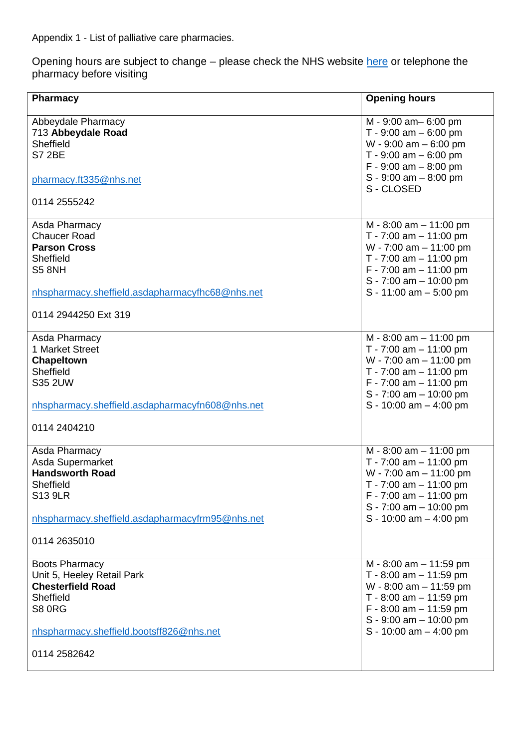Appendix 1 - List of palliative care pharmacies.

Opening hours are subject to change – please check the NHS website [here](#) or telephone the pharmacy before visiting

| Pharmacy | Opening hours |
|---|---|
| Abbeydale Pharmacy<br>713 **Abbeydale Road**<br>Sheffield<br>S7 2BE<br><br>pharmacy.ft335@nhs.net<br><br>0114 2555242 | M - 9:00 am– 6:00 pm<br>T - 9:00 am – 6:00 pm<br>W - 9:00 am – 6:00 pm<br>T - 9:00 am – 6:00 pm<br>F - 9:00 am – 8:00 pm<br>S - 9:00 am – 8:00 pm<br>S - CLOSED |
| Asda Pharmacy<br>Chaucer Road<br>**Parson Cross**<br>Sheffield<br>S5 8NH<br><br>nhspharmacy.sheffield.asdapharmacyfhc68@nhs.net<br><br>0114 2944250 Ext 319 | M - 8:00 am – 11:00 pm<br>T - 7:00 am – 11:00 pm<br>W - 7:00 am – 11:00 pm<br>T - 7:00 am – 11:00 pm<br>F - 7:00 am – 11:00 pm<br>S - 7:00 am – 10:00 pm<br>S - 11:00 am – 5:00 pm |
| Asda Pharmacy<br>1 Market Street<br>**Chapeltown**<br>Sheffield<br>S35 2UW<br><br>nhspharmacy.sheffield.asdapharmacyfn608@nhs.net<br><br>0114 2404210 | M - 8:00 am – 11:00 pm<br>T - 7:00 am – 11:00 pm<br>W - 7:00 am – 11:00 pm<br>T - 7:00 am – 11:00 pm<br>F - 7:00 am – 11:00 pm<br>S - 7:00 am – 10:00 pm<br>S - 10:00 am – 4:00 pm |
| Asda Pharmacy<br>Asda Supermarket<br>**Handsworth Road**<br>Sheffield<br>S13 9LR<br><br>nhspharmacy.sheffield.asdapharmacyfrm95@nhs.net<br><br>0114 2635010 | M - 8:00 am – 11:00 pm<br>T - 7:00 am – 11:00 pm<br>W - 7:00 am – 11:00 pm<br>T - 7:00 am – 11:00 pm<br>F - 7:00 am – 11:00 pm<br>S - 7:00 am – 10:00 pm<br>S - 10:00 am – 4:00 pm |
| Boots Pharmacy<br>Unit 5, Heeley Retail Park<br>**Chesterfield Road**<br>Sheffield<br>S8 0RG<br><br>nhspharmacy.sheffield.bootsff826@nhs.net<br><br>0114 2582642 | M - 8:00 am – 11:59 pm<br>T - 8:00 am – 11:59 pm<br>W - 8:00 am – 11:59 pm<br>T - 8:00 am – 11:59 pm<br>F - 8:00 am – 11:59 pm<br>S - 9:00 am – 10:00 pm<br>S - 10:00 am – 4:00 pm |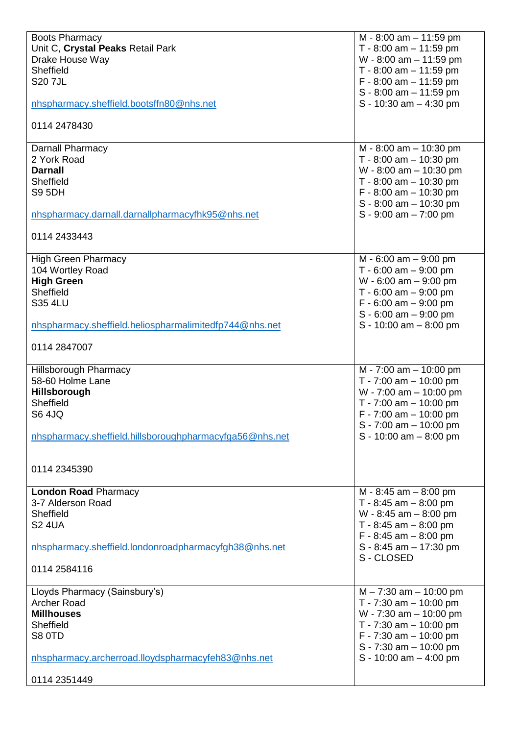| | |
|---|---|
| Boots Pharmacy<br>Unit C, **Crystal Peaks** Retail Park<br>Drake House Way<br>Sheffield<br>S20 7JL<br><br>nhspharmacy.sheffield.bootsffn80@nhs.net<br><br>0114 2478430 | M - 8:00 am – 11:59 pm<br>T - 8:00 am – 11:59 pm<br>W - 8:00 am – 11:59 pm<br>T - 8:00 am – 11:59 pm<br>F - 8:00 am – 11:59 pm<br>S - 8:00 am – 11:59 pm<br>S - 10:30 am – 4:30 pm |
| Darnall Pharmacy<br>2 York Road<br>**Darnall**<br>Sheffield<br>S9 5DH<br><br>nhspharmacy.darnall.darnallpharmacyfhk95@nhs.net<br><br>0114 2433443 | M - 8:00 am – 10:30 pm<br>T - 8:00 am – 10:30 pm<br>W - 8:00 am – 10:30 pm<br>T - 8:00 am – 10:30 pm<br>F - 8:00 am – 10:30 pm<br>S - 8:00 am – 10:30 pm<br>S - 9:00 am – 7:00 pm |
| High Green Pharmacy<br>104 Wortley Road<br>**High Green**<br>Sheffield<br>S35 4LU<br><br>nhspharmacy.sheffield.heliospharmalimitedfp744@nhs.net<br><br>0114 2847007 | M - 6:00 am – 9:00 pm<br>T - 6:00 am – 9:00 pm<br>W - 6:00 am – 9:00 pm<br>T - 6:00 am – 9:00 pm<br>F - 6:00 am – 9:00 pm<br>S - 6:00 am – 9:00 pm<br>S - 10:00 am – 8:00 pm |
| Hillsborough Pharmacy<br>58-60 Holme Lane<br>**Hillsborough**<br>Sheffield<br>S6 4JQ<br><br>nhspharmacy.sheffield.hillsboroughpharmacyfqa56@nhs.net<br><br>0114 2345390 | M - 7:00 am – 10:00 pm<br>T - 7:00 am – 10:00 pm<br>W - 7:00 am – 10:00 pm<br>T - 7:00 am – 10:00 pm<br>F - 7:00 am – 10:00 pm<br>S - 7:00 am – 10:00 pm<br>S - 10:00 am – 8:00 pm |
| **London Road** Pharmacy<br>3-7 Alderson Road<br>Sheffield<br>S2 4UA<br><br>nhspharmacy.sheffield.londonroadpharmacyfgh38@nhs.net<br><br>0114 2584116 | M - 8:45 am – 8:00 pm<br>T - 8:45 am – 8:00 pm<br>W - 8:45 am – 8:00 pm<br>T - 8:45 am – 8:00 pm<br>F - 8:45 am – 8:00 pm<br>S - 8:45 am – 17:30 pm<br>S - CLOSED |
| Lloyds Pharmacy (Sainsbury's)<br>Archer Road<br>**Millhouses**<br>Sheffield<br>S8 0TD<br><br>nhspharmacy.archerroad.lloydspharmacyfeh83@nhs.net<br><br>0114 2351449 | M – 7:30 am – 10:00 pm<br>T - 7:30 am – 10:00 pm<br>W - 7:30 am – 10:00 pm<br>T - 7:30 am – 10:00 pm<br>F - 7:30 am – 10:00 pm<br>S - 7:30 am – 10:00 pm<br>S - 10:00 am – 4:00 pm |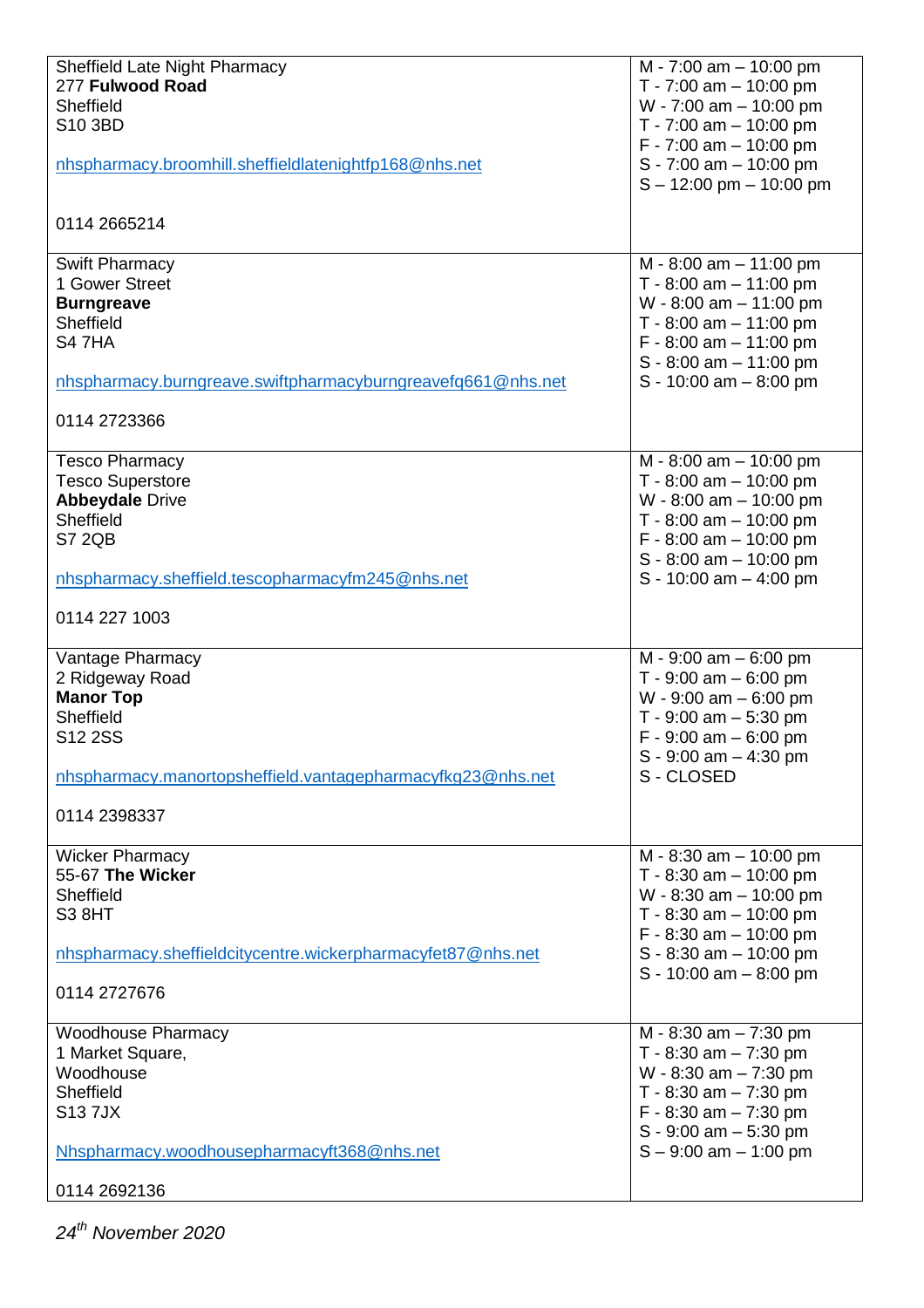| | |
|---|---|
| Sheffield Late Night Pharmacy<br>277 **Fulwood Road**<br>Sheffield<br>S10 3BD<br><br>nhspharmacy.broomhill.sheffieldlatenightfp168@nhs.net<br><br>0114 2665214 | M - 7:00 am – 10:00 pm<br>T - 7:00 am – 10:00 pm<br>W - 7:00 am – 10:00 pm<br>T - 7:00 am – 10:00 pm<br>F - 7:00 am – 10:00 pm<br>S - 7:00 am – 10:00 pm<br>S – 12:00 pm – 10:00 pm |
| Swift Pharmacy<br>1 Gower Street<br>**Burngreave**<br>Sheffield<br>S4 7HA<br><br>nhspharmacy.burngreave.swiftpharmacyburngreavefq661@nhs.net<br><br>0114 2723366 | M - 8:00 am – 11:00 pm<br>T - 8:00 am – 11:00 pm<br>W - 8:00 am – 11:00 pm<br>T - 8:00 am – 11:00 pm<br>F - 8:00 am – 11:00 pm<br>S - 8:00 am – 11:00 pm<br>S - 10:00 am – 8:00 pm |
| Tesco Pharmacy<br>Tesco Superstore<br>**Abbeydale** Drive<br>Sheffield<br>S7 2QB<br><br>nhspharmacy.sheffield.tescopharmacyfm245@nhs.net<br><br>0114 227 1003 | M - 8:00 am – 10:00 pm<br>T - 8:00 am – 10:00 pm<br>W - 8:00 am – 10:00 pm<br>T - 8:00 am – 10:00 pm<br>F - 8:00 am – 10:00 pm<br>S - 8:00 am – 10:00 pm<br>S - 10:00 am – 4:00 pm |
| Vantage Pharmacy<br>2 Ridgeway Road<br>**Manor Top**<br>Sheffield<br>S12 2SS<br><br>nhspharmacy.manortopsheffield.vantagepharmacyfkg23@nhs.net<br><br>0114 2398337 | M - 9:00 am – 6:00 pm<br>T - 9:00 am – 6:00 pm<br>W - 9:00 am – 6:00 pm<br>T - 9:00 am – 5:30 pm<br>F - 9:00 am – 6:00 pm<br>S - 9:00 am – 4:30 pm<br>S - CLOSED |
| Wicker Pharmacy<br>55-67 **The Wicker**<br>Sheffield<br>S3 8HT<br><br>nhspharmacy.sheffieldcitycentre.wickerpharmacyfet87@nhs.net<br><br>0114 2727676 | M - 8:30 am – 10:00 pm<br>T - 8:30 am – 10:00 pm<br>W - 8:30 am – 10:00 pm<br>T - 8:30 am – 10:00 pm<br>F - 8:30 am – 10:00 pm<br>S - 8:30 am – 10:00 pm<br>S - 10:00 am – 8:00 pm |
| Woodhouse Pharmacy<br>1 Market Square,<br>Woodhouse<br>Sheffield<br>S13 7JX<br><br>Nhspharmacy.woodhousepharmacyft368@nhs.net<br><br>0114 2692136 | M - 8:30 am – 7:30 pm<br>T - 8:30 am – 7:30 pm<br>W - 8:30 am – 7:30 pm<br>T - 8:30 am – 7:30 pm<br>F - 8:30 am – 7:30 pm<br>S - 9:00 am – 5:30 pm<br>S – 9:00 am – 1:00 pm |

*24th November 2020*